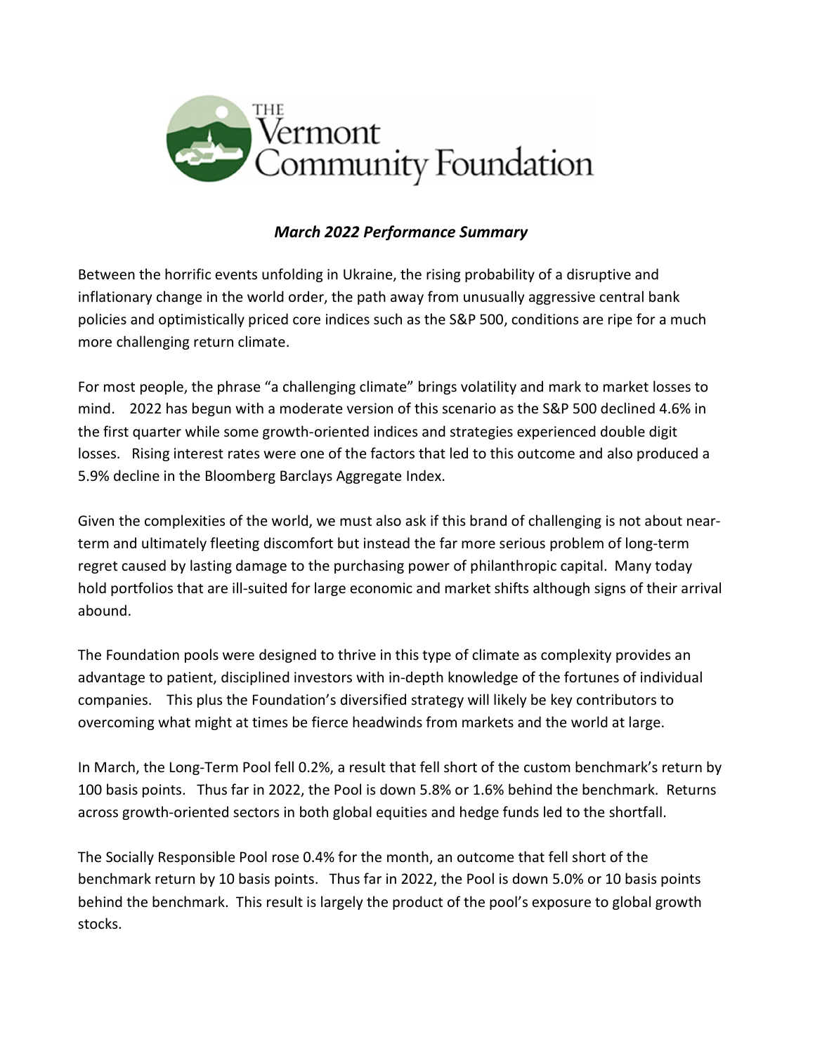# The Vermont Community Foundation

***March 2022 Performance Summary***

Between the horrific events unfolding in Ukraine, the rising probability of a disruptive and inflationary change in the world order, the path away from unusually aggressive central bank policies and optimistically priced core indices such as the S&P 500, conditions are ripe for a much more challenging return climate.

For most people, the phrase "a challenging climate" brings volatility and mark to market losses to mind. 2022 has begun with a moderate version of this scenario as the S&P 500 declined 4.6% in the first quarter while some growth-oriented indices and strategies experienced double digit losses. Rising interest rates were one of the factors that led to this outcome and also produced a 5.9% decline in the Bloomberg Barclays Aggregate Index.

Given the complexities of the world, we must also ask if this brand of challenging is not about near-term and ultimately fleeting discomfort but instead the far more serious problem of long-term regret caused by lasting damage to the purchasing power of philanthropic capital. Many today hold portfolios that are ill-suited for large economic and market shifts although signs of their arrival abound.

The Foundation pools were designed to thrive in this type of climate as complexity provides an advantage to patient, disciplined investors with in-depth knowledge of the fortunes of individual companies. This plus the Foundation's diversified strategy will likely be key contributors to overcoming what might at times be fierce headwinds from markets and the world at large.

In March, the Long-Term Pool fell 0.2%, a result that fell short of the custom benchmark's return by 100 basis points. Thus far in 2022, the Pool is down 5.8% or 1.6% behind the benchmark. Returns across growth-oriented sectors in both global equities and hedge funds led to the shortfall.

The Socially Responsible Pool rose 0.4% for the month, an outcome that fell short of the benchmark return by 10 basis points. Thus far in 2022, the Pool is down 5.0% or 10 basis points behind the benchmark. This result is largely the product of the pool's exposure to global growth stocks.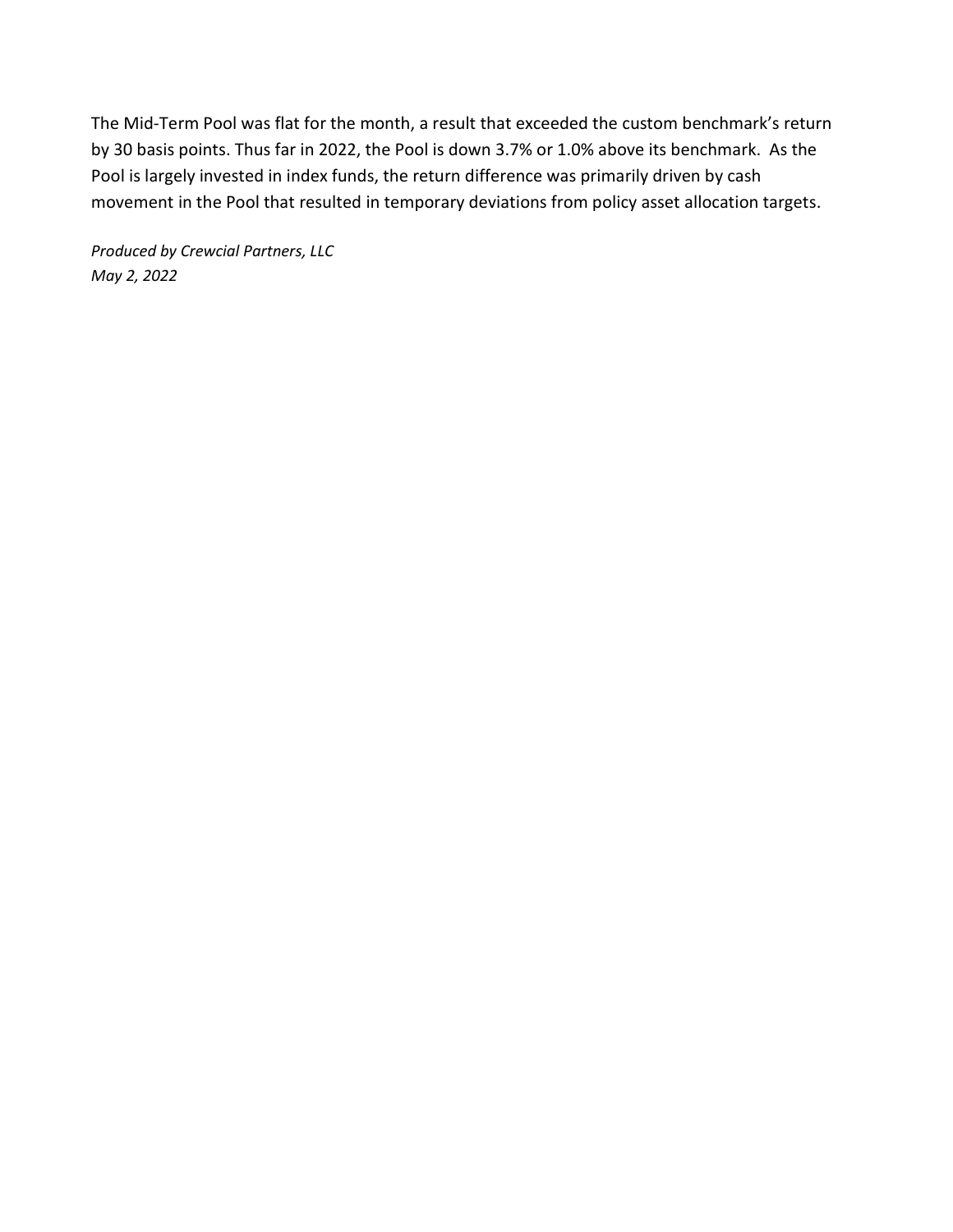The Mid-Term Pool was flat for the month, a result that exceeded the custom benchmark's return by 30 basis points. Thus far in 2022, the Pool is down 3.7% or 1.0% above its benchmark. As the Pool is largely invested in index funds, the return difference was primarily driven by cash movement in the Pool that resulted in temporary deviations from policy asset allocation targets.

*Produced by Crewcial Partners, LLC*
*May 2, 2022*